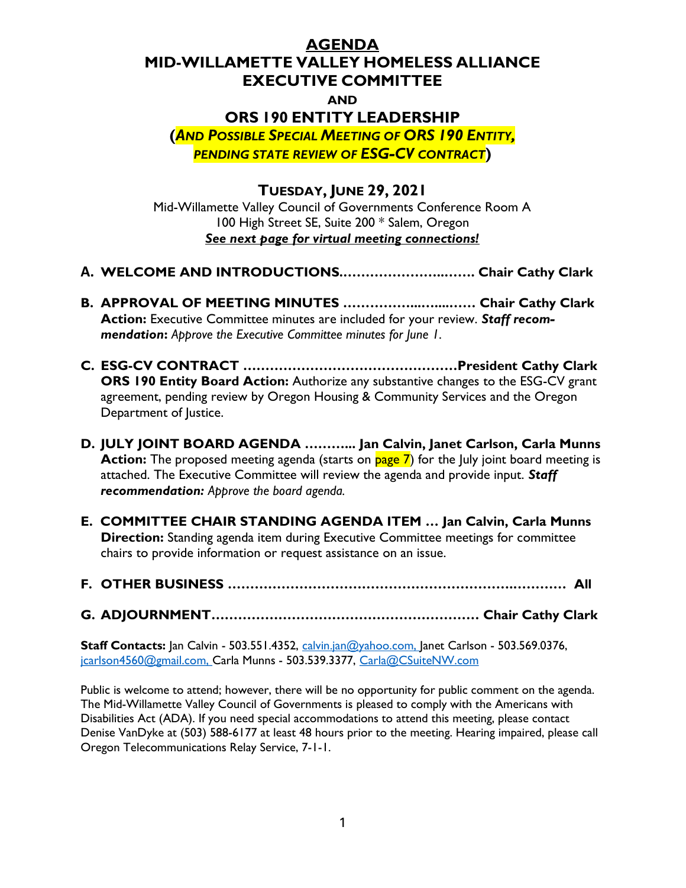# AGENDA

## MID-WILLAMETTE VALLEY HOMELESS ALLIANCE EXECUTIVE COMMITTEE

**AND**

## ORS 190 ENTITY LEADERSHIP

**(*AND POSSIBLE SPECIAL MEETING OF ORS 190 ENTITY, PENDING STATE REVIEW OF ESG-CV CONTRACT*)**

**TUESDAY, JUNE 29, 2021**

Mid-Willamette Valley Council of Governments Conference Room A
100 High Street SE, Suite 200 * Salem, Oregon
***See next page for virtual meeting connections!***

**A. WELCOME AND INTRODUCTIONS............................... Chair Cathy Clark**

**B. APPROVAL OF MEETING MINUTES ................................ Chair Cathy Clark**
**Action:** Executive Committee minutes are included for your review. ***Staff recommendation:*** *Approve the Executive Committee minutes for June 1.*

**C. ESG-CV CONTRACT ..............................................President Cathy Clark**
**ORS 190 Entity Board Action:** Authorize any substantive changes to the ESG-CV grant agreement, pending review by Oregon Housing & Community Services and the Oregon Department of Justice.

**D. JULY JOINT BOARD AGENDA ............ Jan Calvin, Janet Carlson, Carla Munns**
**Action:** The proposed meeting agenda (starts on page 7) for the July joint board meeting is attached. The Executive Committee will review the agenda and provide input. ***Staff recommendation:*** *Approve the board agenda.*

**E. COMMITTEE CHAIR STANDING AGENDA ITEM ... Jan Calvin, Carla Munns**
**Direction:** Standing agenda item during Executive Committee meetings for committee chairs to provide information or request assistance on an issue.

**F. OTHER BUSINESS .......................................................................... All**

**G. ADJOURNMENT.......................................................... Chair Cathy Clark**

**Staff Contacts:** Jan Calvin - 503.551.4352, calvin.jan@yahoo.com, Janet Carlson - 503.569.0376, jcarlson4560@gmail.com, Carla Munns - 503.539.3377, Carla@CSuiteNW.com

Public is welcome to attend; however, there will be no opportunity for public comment on the agenda. The Mid-Willamette Valley Council of Governments is pleased to comply with the Americans with Disabilities Act (ADA). If you need special accommodations to attend this meeting, please contact Denise VanDyke at (503) 588-6177 at least 48 hours prior to the meeting. Hearing impaired, please call Oregon Telecommunications Relay Service, 7-1-1.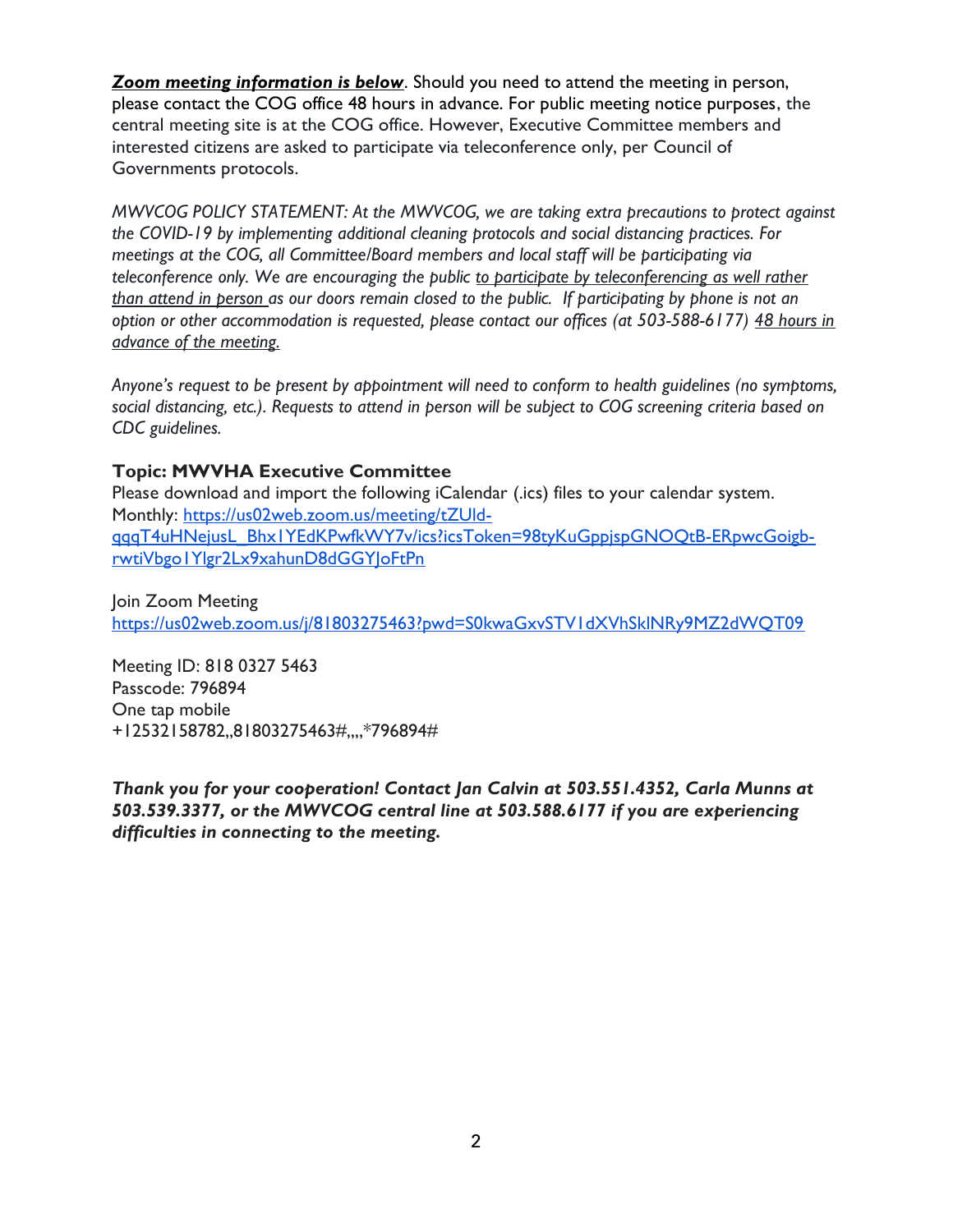***Zoom meeting information is below***. Should you need to attend the meeting in person, please contact the COG office 48 hours in advance. For public meeting notice purposes, the central meeting site is at the COG office. However, Executive Committee members and interested citizens are asked to participate via teleconference only, per Council of Governments protocols.

*MWVCOG POLICY STATEMENT: At the MWVCOG, we are taking extra precautions to protect against the COVID-19 by implementing additional cleaning protocols and social distancing practices. For meetings at the COG, all Committee/Board members and local staff will be participating via teleconference only. We are encouraging the public to participate by teleconferencing as well rather than attend in person as our doors remain closed to the public. If participating by phone is not an option or other accommodation is requested, please contact our offices (at 503-588-6177) 48 hours in advance of the meeting.*

*Anyone's request to be present by appointment will need to conform to health guidelines (no symptoms, social distancing, etc.). Requests to attend in person will be subject to COG screening criteria based on CDC guidelines.*

**Topic: MWVHA Executive Committee**

Please download and import the following iCalendar (.ics) files to your calendar system.
Monthly: https://us02web.zoom.us/meeting/tZUld-qqqT4uHNejusL_Bhx1YEdKPwfkWY7v/ics?icsToken=98tyKuGppjspGNOQtB-ERpwcGoigb-rwtiVbgo1Ylgr2Lx9xahunD8dGGYJoFtPn

Join Zoom Meeting
https://us02web.zoom.us/j/81803275463?pwd=S0kwaGxvSTV1dXVhSklNRy9MZ2dWQT09

Meeting ID: 818 0327 5463
Passcode: 796894
One tap mobile
+12532158782,,81803275463#,,,,*796894#

***Thank you for your cooperation! Contact Jan Calvin at 503.551.4352, Carla Munns at 503.539.3377, or the MWVCOG central line at 503.588.6177 if you are experiencing difficulties in connecting to the meeting.***